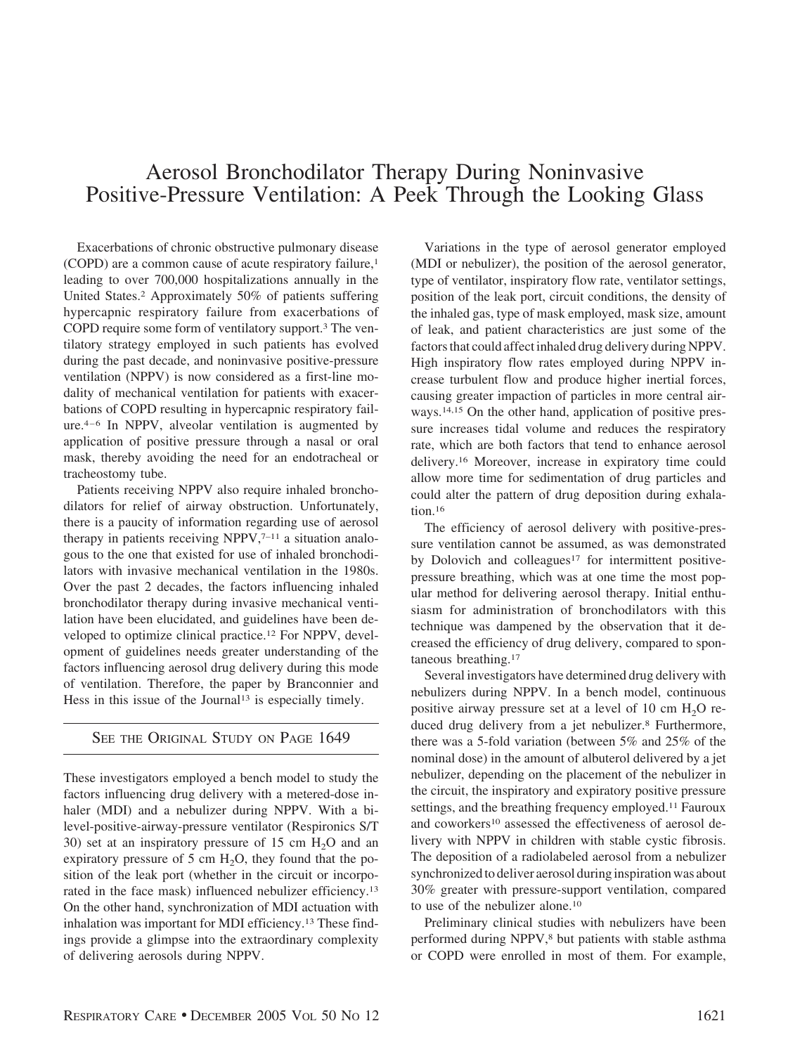// Aerosol Bronchodilator Therapy During Noninvasive Positive-Pressure Ventilation: A Peek Through the Looking Glass

Exacerbations of chronic obstructive pulmonary disease (COPD) are a common cause of acute respiratory failure,[1] leading to over 700,000 hospitalizations annually in the United States.[2] Approximately 50% of patients suffering hypercapnic respiratory failure from exacerbations of COPD require some form of ventilatory support.[3] The ventilatory strategy employed in such patients has evolved during the past decade, and noninvasive positive-pressure ventilation (NPPV) is now considered as a first-line modality of mechanical ventilation for patients with exacerbations of COPD resulting in hypercapnic respiratory failure.[4–6] In NPPV, alveolar ventilation is augmented by application of positive pressure through a nasal or oral mask, thereby avoiding the need for an endotracheal or tracheostomy tube.

Patients receiving NPPV also require inhaled bronchodilators for relief of airway obstruction. Unfortunately, there is a paucity of information regarding use of aerosol therapy in patients receiving NPPV,[7–11] a situation analogous to the one that existed for use of inhaled bronchodilators with invasive mechanical ventilation in the 1980s. Over the past 2 decades, the factors influencing inhaled bronchodilator therapy during invasive mechanical ventilation have been elucidated, and guidelines have been developed to optimize clinical practice.[12] For NPPV, development of guidelines needs greater understanding of the factors influencing aerosol drug delivery during this mode of ventilation. Therefore, the paper by Branconnier and Hess in this issue of the Journal[13] is especially timely.

SEE THE ORIGINAL STUDY ON PAGE 1649

These investigators employed a bench model to study the factors influencing drug delivery with a metered-dose inhaler (MDI) and a nebulizer during NPPV. With a bi-level-positive-airway-pressure ventilator (Respironics S/T 30) set at an inspiratory pressure of 15 cm $H_2O$ and an expiratory pressure of 5 cm $H_2O$, they found that the position of the leak port (whether in the circuit or incorporated in the face mask) influenced nebulizer efficiency.[13] On the other hand, synchronization of MDI actuation with inhalation was important for MDI efficiency.[13] These findings provide a glimpse into the extraordinary complexity of delivering aerosols during NPPV.

Variations in the type of aerosol generator employed (MDI or nebulizer), the position of the aerosol generator, type of ventilator, inspiratory flow rate, ventilator settings, position of the leak port, circuit conditions, the density of the inhaled gas, type of mask employed, mask size, amount of leak, and patient characteristics are just some of the factors that could affect inhaled drug delivery during NPPV. High inspiratory flow rates employed during NPPV increase turbulent flow and produce higher inertial forces, causing greater impaction of particles in more central airways.[14,15] On the other hand, application of positive pressure increases tidal volume and reduces the respiratory rate, which are both factors that tend to enhance aerosol delivery.[16] Moreover, increase in expiratory time could allow more time for sedimentation of drug particles and could alter the pattern of drug deposition during exhalation.[16]

The efficiency of aerosol delivery with positive-pressure ventilation cannot be assumed, as was demonstrated by Dolovich and colleagues[17] for intermittent positive-pressure breathing, which was at one time the most popular method for delivering aerosol therapy. Initial enthusiasm for administration of bronchodilators with this technique was dampened by the observation that it decreased the efficiency of drug delivery, compared to spontaneous breathing.[17]

Several investigators have determined drug delivery with nebulizers during NPPV. In a bench model, continuous positive airway pressure set at a level of 10 cm $H_2O$ reduced drug delivery from a jet nebulizer.[8] Furthermore, there was a 5-fold variation (between 5% and 25% of the nominal dose) in the amount of albuterol delivered by a jet nebulizer, depending on the placement of the nebulizer in the circuit, the inspiratory and expiratory positive pressure settings, and the breathing frequency employed.[11] Fauroux and coworkers[10] assessed the effectiveness of aerosol delivery with NPPV in children with stable cystic fibrosis. The deposition of a radiolabeled aerosol from a nebulizer synchronized to deliver aerosol during inspiration was about 30% greater with pressure-support ventilation, compared to use of the nebulizer alone.[10]

Preliminary clinical studies with nebulizers have been performed during NPPV,[8] but patients with stable asthma or COPD were enrolled in most of them. For example,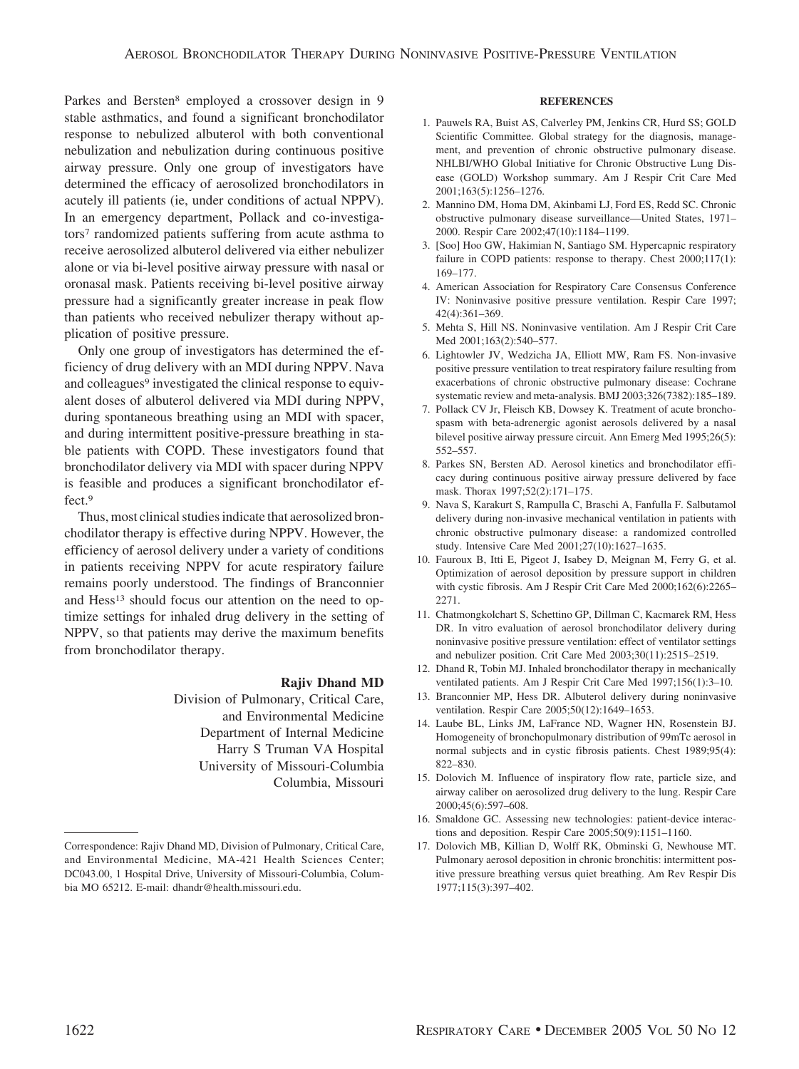Parkes and Bersten[8] employed a crossover design in 9 stable asthmatics, and found a significant bronchodilator response to nebulized albuterol with both conventional nebulization and nebulization during continuous positive airway pressure. Only one group of investigators have determined the efficacy of aerosolized bronchodilators in acutely ill patients (ie, under conditions of actual NPPV). In an emergency department, Pollack and co-investigators[7] randomized patients suffering from acute asthma to receive aerosolized albuterol delivered via either nebulizer alone or via bi-level positive airway pressure with nasal or oronasal mask. Patients receiving bi-level positive airway pressure had a significantly greater increase in peak flow than patients who received nebulizer therapy without application of positive pressure.

Only one group of investigators has determined the efficiency of drug delivery with an MDI during NPPV. Nava and colleagues[9] investigated the clinical response to equivalent doses of albuterol delivered via MDI during NPPV, during spontaneous breathing using an MDI with spacer, and during intermittent positive-pressure breathing in stable patients with COPD. These investigators found that bronchodilator delivery via MDI with spacer during NPPV is feasible and produces a significant bronchodilator effect.[9]

Thus, most clinical studies indicate that aerosolized bronchodilator therapy is effective during NPPV. However, the efficiency of aerosol delivery under a variety of conditions in patients receiving NPPV for acute respiratory failure remains poorly understood. The findings of Branconnier and Hess[13] should focus our attention on the need to optimize settings for inhaled drug delivery in the setting of NPPV, so that patients may derive the maximum benefits from bronchodilator therapy.

**Rajiv Dhand MD**
Division of Pulmonary, Critical Care, and Environmental Medicine
Department of Internal Medicine
Harry S Truman VA Hospital
University of Missouri-Columbia
Columbia, Missouri

Correspondence: Rajiv Dhand MD, Division of Pulmonary, Critical Care, and Environmental Medicine, MA-421 Health Sciences Center; DC043.00, 1 Hospital Drive, University of Missouri-Columbia, Columbia MO 65212. E-mail: dhandr@health.missouri.edu.

**REFERENCES**

1. Pauwels RA, Buist AS, Calverley PM, Jenkins CR, Hurd SS; GOLD Scientific Committee. Global strategy for the diagnosis, management, and prevention of chronic obstructive pulmonary disease. NHLBI/WHO Global Initiative for Chronic Obstructive Lung Disease (GOLD) Workshop summary. Am J Respir Crit Care Med 2001;163(5):1256–1276.
2. Mannino DM, Homa DM, Akinbami LJ, Ford ES, Redd SC. Chronic obstructive pulmonary disease surveillance—United States, 1971–2000. Respir Care 2002;47(10):1184–1199.
3. [Soo] Hoo GW, Hakimian N, Santiago SM. Hypercapnic respiratory failure in COPD patients: response to therapy. Chest 2000;117(1): 169–177.
4. American Association for Respiratory Care Consensus Conference IV: Noninvasive positive pressure ventilation. Respir Care 1997; 42(4):361–369.
5. Mehta S, Hill NS. Noninvasive ventilation. Am J Respir Crit Care Med 2001;163(2):540–577.
6. Lightowler JV, Wedzicha JA, Elliott MW, Ram FS. Non-invasive positive pressure ventilation to treat respiratory failure resulting from exacerbations of chronic obstructive pulmonary disease: Cochrane systematic review and meta-analysis. BMJ 2003;326(7382):185–189.
7. Pollack CV Jr, Fleisch KB, Dowsey K. Treatment of acute bronchospasm with beta-adrenergic agonist aerosols delivered by a nasal bilevel positive airway pressure circuit. Ann Emerg Med 1995;26(5): 552–557.
8. Parkes SN, Bersten AD. Aerosol kinetics and bronchodilator efficacy during continuous positive airway pressure delivered by face mask. Thorax 1997;52(2):171–175.
9. Nava S, Karakurt S, Rampulla C, Braschi A, Fanfulla F. Salbutamol delivery during non-invasive mechanical ventilation in patients with chronic obstructive pulmonary disease: a randomized controlled study. Intensive Care Med 2001;27(10):1627–1635.
10. Fauroux B, Itti E, Pigeot J, Isabey D, Meignan M, Ferry G, et al. Optimization of aerosol deposition by pressure support in children with cystic fibrosis. Am J Respir Crit Care Med 2000;162(6):2265–2271.
11. Chatmongkolchart S, Schettino GP, Dillman C, Kacmarek RM, Hess DR. In vitro evaluation of aerosol bronchodilator delivery during noninvasive positive pressure ventilation: effect of ventilator settings and nebulizer position. Crit Care Med 2003;30(11):2515–2519.
12. Dhand R, Tobin MJ. Inhaled bronchodilator therapy in mechanically ventilated patients. Am J Respir Crit Care Med 1997;156(1):3–10.
13. Branconnier MP, Hess DR. Albuterol delivery during noninvasive ventilation. Respir Care 2005;50(12):1649–1653.
14. Laube BL, Links JM, LaFrance ND, Wagner HN, Rosenstein BJ. Homogeneity of bronchopulmonary distribution of 99mTc aerosol in normal subjects and in cystic fibrosis patients. Chest 1989;95(4): 822–830.
15. Dolovich M. Influence of inspiratory flow rate, particle size, and airway caliber on aerosolized drug delivery to the lung. Respir Care 2000;45(6):597–608.
16. Smaldone GC. Assessing new technologies: patient-device interactions and deposition. Respir Care 2005;50(9):1151–1160.
17. Dolovich MB, Killian D, Wolff RK, Obminski G, Newhouse MT. Pulmonary aerosol deposition in chronic bronchitis: intermittent positive pressure breathing versus quiet breathing. Am Rev Respir Dis 1977;115(3):397–402.